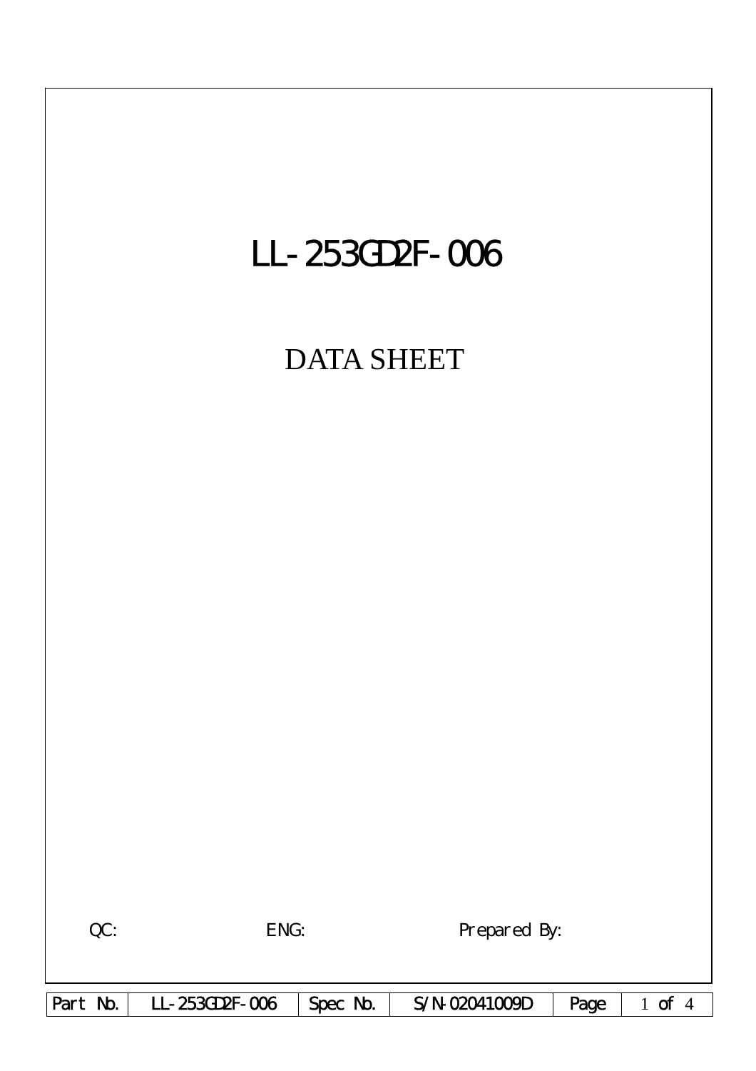# LL-253GD2F-006

## DATA SHEET

QC: ENG: Prepared By:

| Part No. | LL-253GD2F-006 | Spec No. | S/N-02041009D |
|---|---|---|---|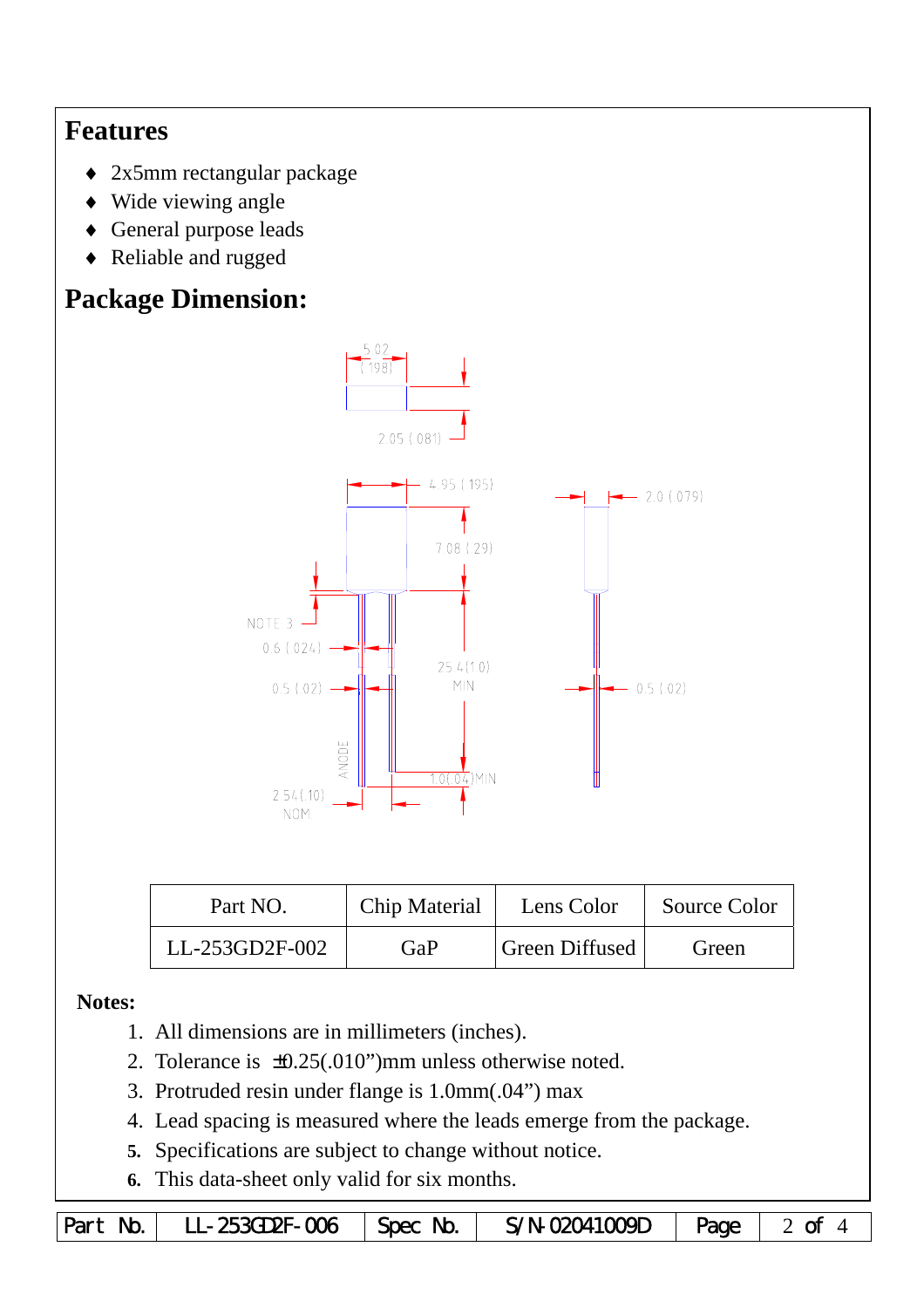## Features

- 2x5mm rectangular package
- Wide viewing angle
- General purpose leads
- Reliable and rugged

## Package Dimension:

| Part NO. | Chip Material | Lens Color | Source Color |
|---|---|---|---|
| LL-253GD2F-002 | GaP | Green Diffused | Green |

**Notes:**

1. All dimensions are in millimeters (inches).
2. Tolerance is ±0.25(.010")mm unless otherwise noted.
3. Protruded resin under flange is 1.0mm(.04") max
4. Lead spacing is measured where the leads emerge from the package.
5. Specifications are subject to change without notice.
6. This data-sheet only valid for six months.

| Part No. | LL-253GD2F-006 | Spec No. | S/N-02041009D | Page | 2 of 4 |
|---|---|---|---|---|---|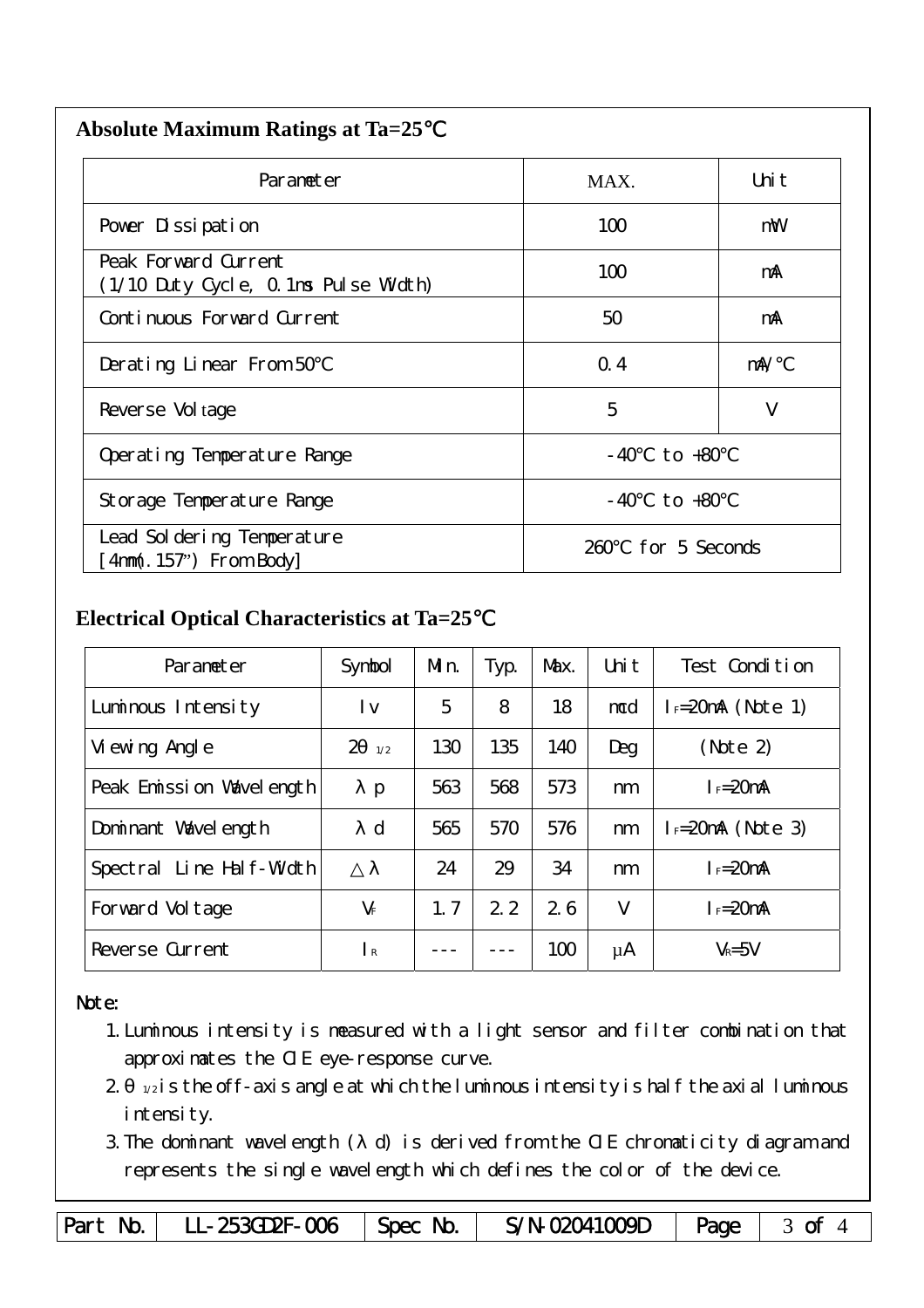## Absolute Maximum Ratings at Ta=25℃

| Parameter | MAX. | Unit |
|---|---|---|
| Power Dissipation | 100 | mW |
| Peak Forward Current (1/10 Duty Cycle, 0.1ms Pulse Width) | 100 | mA |
| Continuous Forward Current | 50 | mA |
| Derating Linear From 50°C | 0.4 | mA/°C |
| Reverse Voltage | 5 | V |
| Operating Temperature Range | -40°C to +80°C | |
| Storage Temperature Range | -40°C to +80°C | |
| Lead Soldering Temperature [4mm(.157") From Body] | 260°C for 5 Seconds | |

## Electrical Optical Characteristics at Ta=25℃

| Parameter | Symbol | Min. | Typ. | Max. | Unit | Test Condition |
|---|---|---|---|---|---|---|
| Luminous Intensity | Iv | 5 | 8 | 18 | mcd | $I_F$=20mA (Note 1) |
| Viewing Angle | $2\theta_{1/2}$ | 130 | 135 | 140 | Deg | (Note 2) |
| Peak Emission Wavelength | λp | 563 | 568 | 573 | nm | $I_F$=20mA |
| Dominant Wavelength | λd | 565 | 570 | 576 | nm | $I_F$=20mA (Note 3) |
| Spectral Line Half-Width | △λ | 24 | 29 | 34 | nm | $I_F$=20mA |
| Forward Voltage | $V_F$ | 1.7 | 2.2 | 2.6 | V | $I_F$=20mA |
| Reverse Current | $I_R$ | --- | --- | 100 | μA | $V_R$=5V |

Note:

1. Luminous intensity is measured with a light sensor and filter combination that approximates the CIE eye-response curve.
2. $\theta_{1/2}$ is the off-axis angle at which the luminous intensity is half the axial luminous intensity.
3. The dominant wavelength (λd) is derived from the CIE chromaticity diagram and represents the single wavelength which defines the color of the device.

| Part No. | LL-253GD2F-006 | Spec No. | S/N-02041009D | Page | 3 of 4 |
|---|---|---|---|---|---|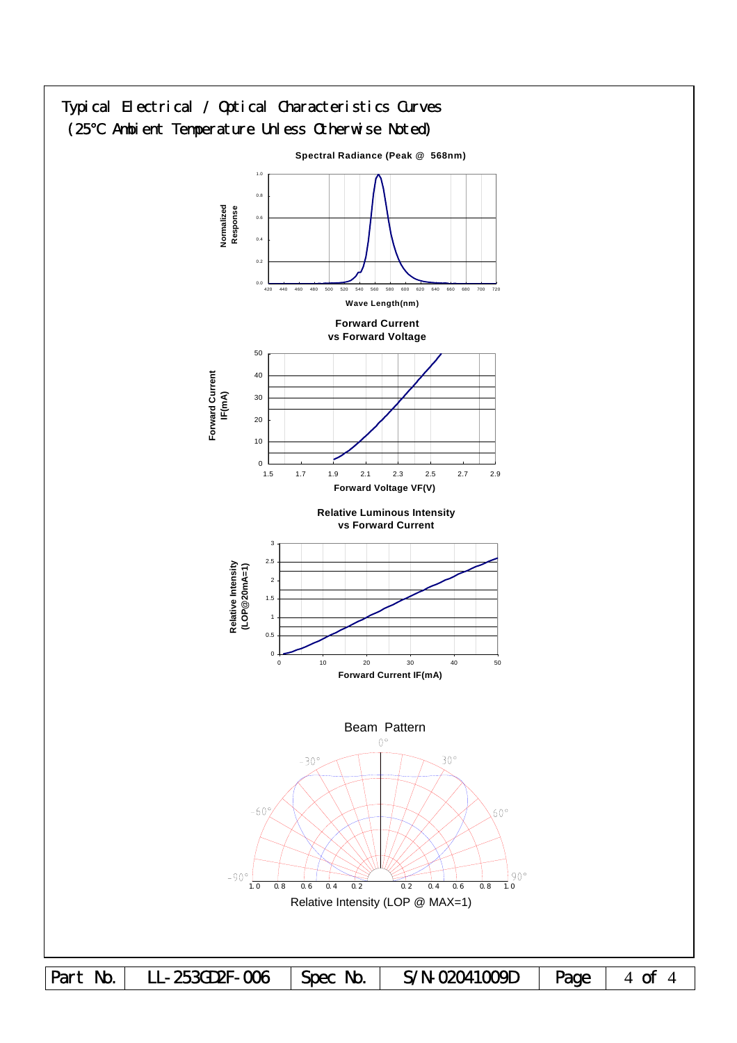# Typical Electrical / Optical Characteristics Curves
(25°C Ambient Temperature Unless Otherwise Noted)

**Spectral Radiance (Peak @ 568nm)**

Normalized Response

1.0
0.8
0.6
0.4
0.2
0.0

420 440 460 480 500 520 540 560 580 600 620 640 660 680 700 720

**Wave Length(nm)**

**Forward Current vs Forward Voltage**

Forward Current IF(mA)

50
40
30
20
10
0

1.5 1.7 1.9 2.1 2.3 2.5 2.7 2.9

**Forward Voltage VF(V)**

**Relative Luminous Intensity vs Forward Current**

Relative Intensity (LOP@20mA=1)

3
2.5
2
1.5
1
0.5
0

0 10 20 30 40 50

**Forward Current IF(mA)**

Beam Pattern

0°
-30° 30°
-60° 60°
-90° 90°

1.0 0.8 0.6 0.4 0.2 0.2 0.4 0.6 0.8 1.0

Relative Intensity (LOP @ MAX=1)

| Part No. | LL-253GD2F-006 | Spec No. | S/N-02041009D |
|---|---|---|---|